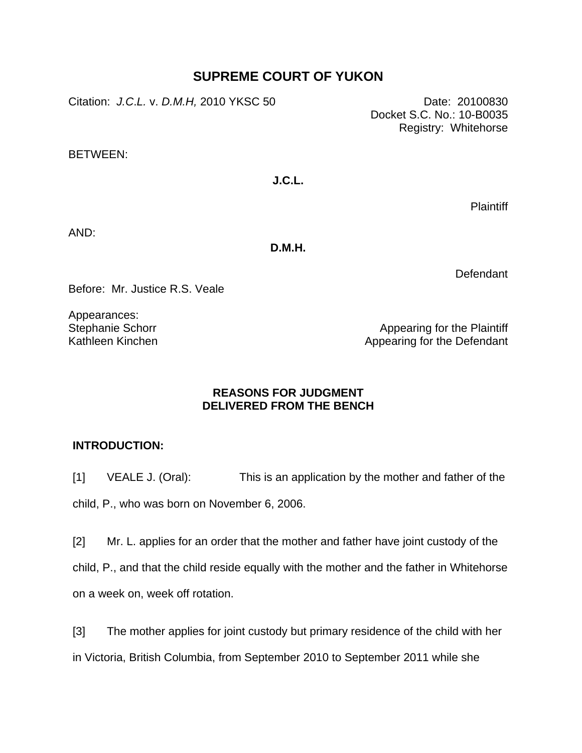# SUPREME COURT OF YUKON

Citation: *J.C.L.* v. *D.M.H,* 2010 YKSC 50

Date: 20100830
Docket S.C. No.: 10-B0035
Registry: Whitehorse

BETWEEN:

**J.C.L.**

Plaintiff

AND:

**D.M.H.**

Defendant

Before: Mr. Justice R.S. Veale

Appearances:
Stephanie Schorr — Appearing for the Plaintiff
Kathleen Kinchen — Appearing for the Defendant

## REASONS FOR JUDGMENT DELIVERED FROM THE BENCH

### INTRODUCTION:

[1] VEALE J. (Oral): This is an application by the mother and father of the child, P., who was born on November 6, 2006.

[2] Mr. L. applies for an order that the mother and father have joint custody of the child, P., and that the child reside equally with the mother and the father in Whitehorse on a week on, week off rotation.

[3] The mother applies for joint custody but primary residence of the child with her in Victoria, British Columbia, from September 2010 to September 2011 while she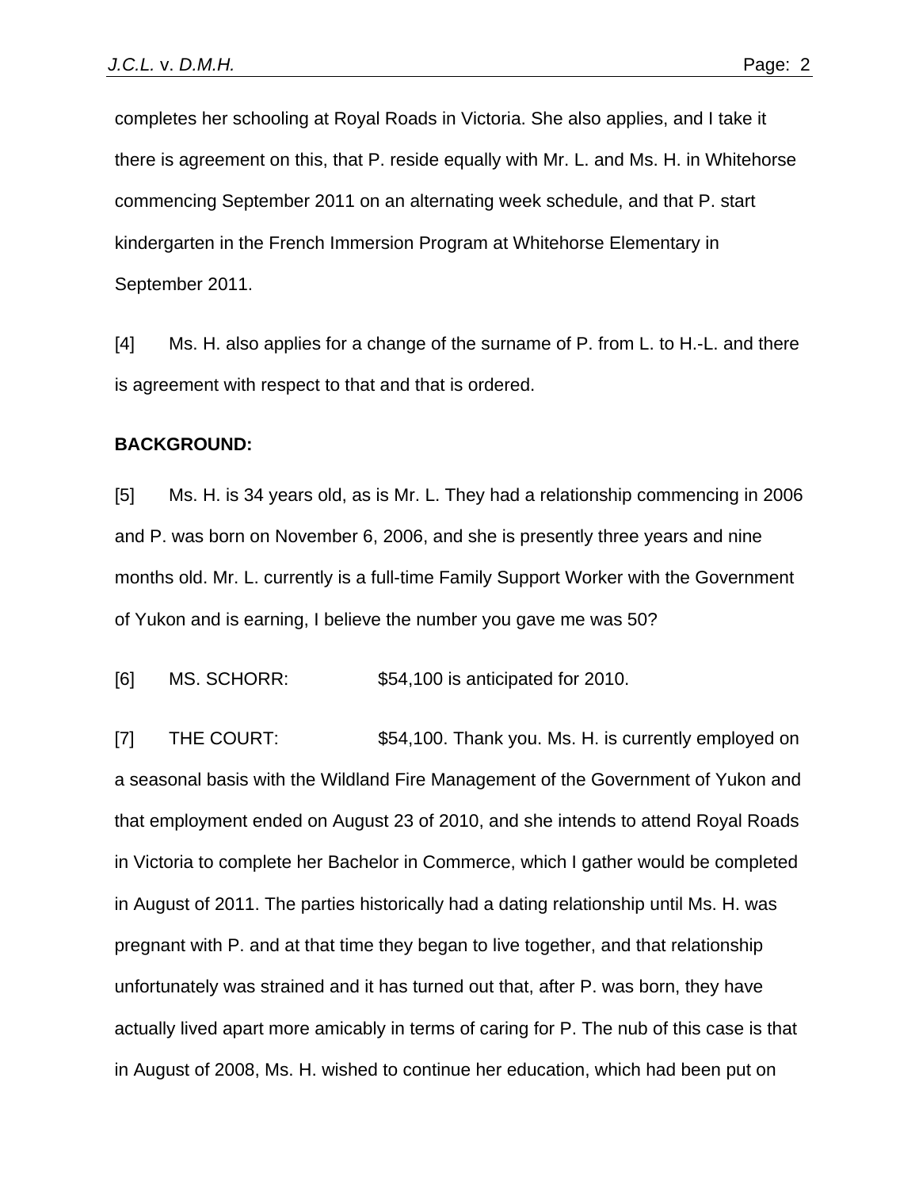completes her schooling at Royal Roads in Victoria. She also applies, and I take it there is agreement on this, that P. reside equally with Mr. L. and Ms. H. in Whitehorse commencing September 2011 on an alternating week schedule, and that P. start kindergarten in the French Immersion Program at Whitehorse Elementary in September 2011.

[4] Ms. H. also applies for a change of the surname of P. from L. to H.-L. and there is agreement with respect to that and that is ordered.

**BACKGROUND:**

[5] Ms. H. is 34 years old, as is Mr. L. They had a relationship commencing in 2006 and P. was born on November 6, 2006, and she is presently three years and nine months old. Mr. L. currently is a full-time Family Support Worker with the Government of Yukon and is earning, I believe the number you gave me was 50?

[6] MS. SCHORR: $54,100 is anticipated for 2010.

[7] THE COURT: $54,100. Thank you. Ms. H. is currently employed on a seasonal basis with the Wildland Fire Management of the Government of Yukon and that employment ended on August 23 of 2010, and she intends to attend Royal Roads in Victoria to complete her Bachelor in Commerce, which I gather would be completed in August of 2011. The parties historically had a dating relationship until Ms. H. was pregnant with P. and at that time they began to live together, and that relationship unfortunately was strained and it has turned out that, after P. was born, they have actually lived apart more amicably in terms of caring for P. The nub of this case is that in August of 2008, Ms. H. wished to continue her education, which had been put on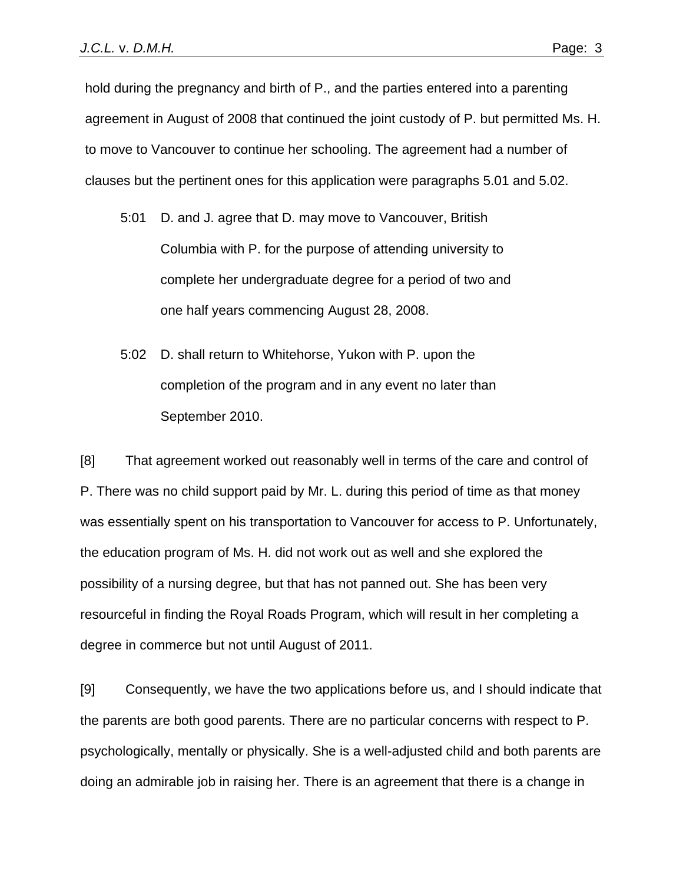hold during the pregnancy and birth of P., and the parties entered into a parenting agreement in August of 2008 that continued the joint custody of P. but permitted Ms. H. to move to Vancouver to continue her schooling. The agreement had a number of clauses but the pertinent ones for this application were paragraphs 5.01 and 5.02.

> 5:01 D. and J. agree that D. may move to Vancouver, British Columbia with P. for the purpose of attending university to complete her undergraduate degree for a period of two and one half years commencing August 28, 2008.
>
> 5:02 D. shall return to Whitehorse, Yukon with P. upon the completion of the program and in any event no later than September 2010.

[8] That agreement worked out reasonably well in terms of the care and control of P. There was no child support paid by Mr. L. during this period of time as that money was essentially spent on his transportation to Vancouver for access to P. Unfortunately, the education program of Ms. H. did not work out as well and she explored the possibility of a nursing degree, but that has not panned out. She has been very resourceful in finding the Royal Roads Program, which will result in her completing a degree in commerce but not until August of 2011.

[9] Consequently, we have the two applications before us, and I should indicate that the parents are both good parents. There are no particular concerns with respect to P. psychologically, mentally or physically. She is a well-adjusted child and both parents are doing an admirable job in raising her. There is an agreement that there is a change in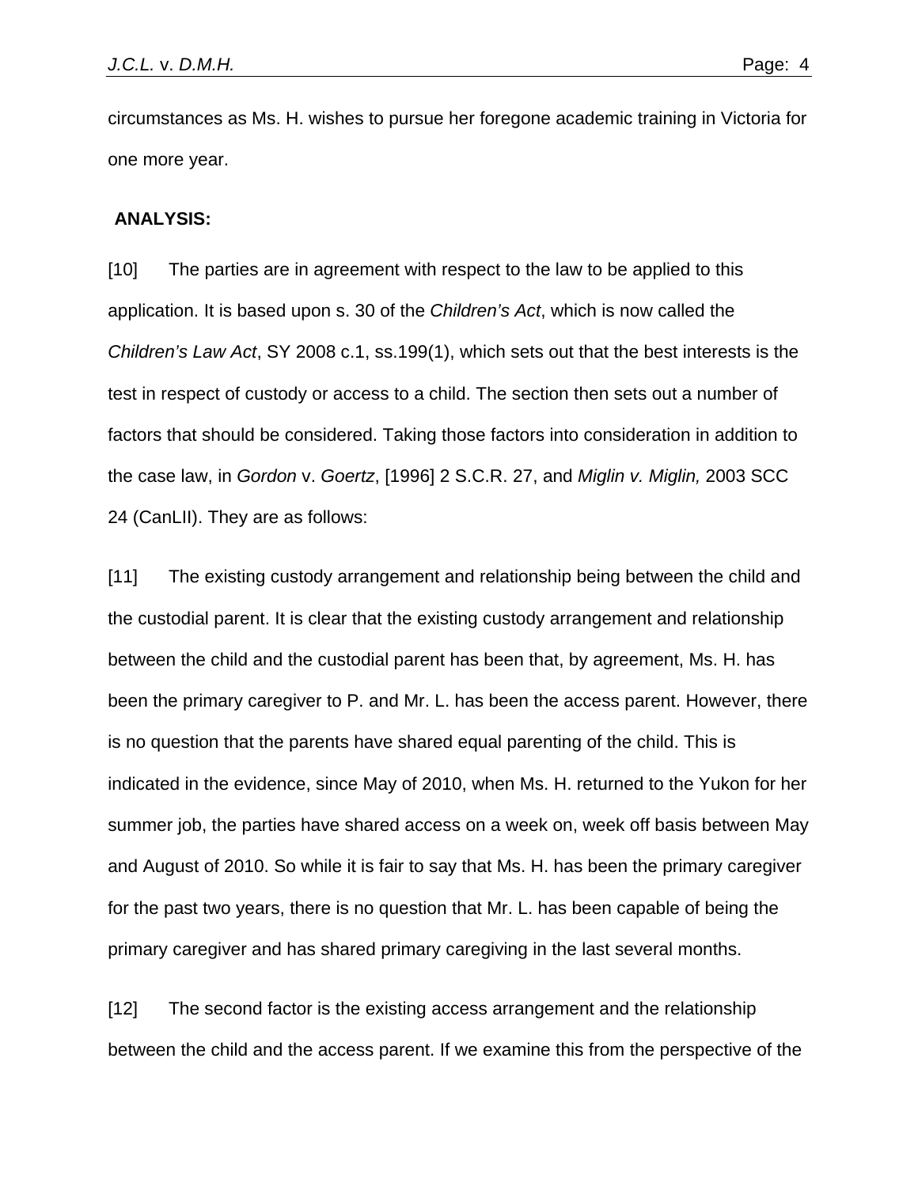circumstances as Ms. H. wishes to pursue her foregone academic training in Victoria for one more year.

**ANALYSIS:**

[10] The parties are in agreement with respect to the law to be applied to this application. It is based upon s. 30 of the *Children's Act*, which is now called the *Children's Law Act*, SY 2008 c.1, ss.199(1), which sets out that the best interests is the test in respect of custody or access to a child. The section then sets out a number of factors that should be considered. Taking those factors into consideration in addition to the case law, in *Gordon* v. *Goertz*, [1996] 2 S.C.R. 27, and *Miglin v. Miglin,* 2003 SCC 24 (CanLII). They are as follows:

[11] The existing custody arrangement and relationship being between the child and the custodial parent. It is clear that the existing custody arrangement and relationship between the child and the custodial parent has been that, by agreement, Ms. H. has been the primary caregiver to P. and Mr. L. has been the access parent. However, there is no question that the parents have shared equal parenting of the child. This is indicated in the evidence, since May of 2010, when Ms. H. returned to the Yukon for her summer job, the parties have shared access on a week on, week off basis between May and August of 2010. So while it is fair to say that Ms. H. has been the primary caregiver for the past two years, there is no question that Mr. L. has been capable of being the primary caregiver and has shared primary caregiving in the last several months.

[12] The second factor is the existing access arrangement and the relationship between the child and the access parent. If we examine this from the perspective of the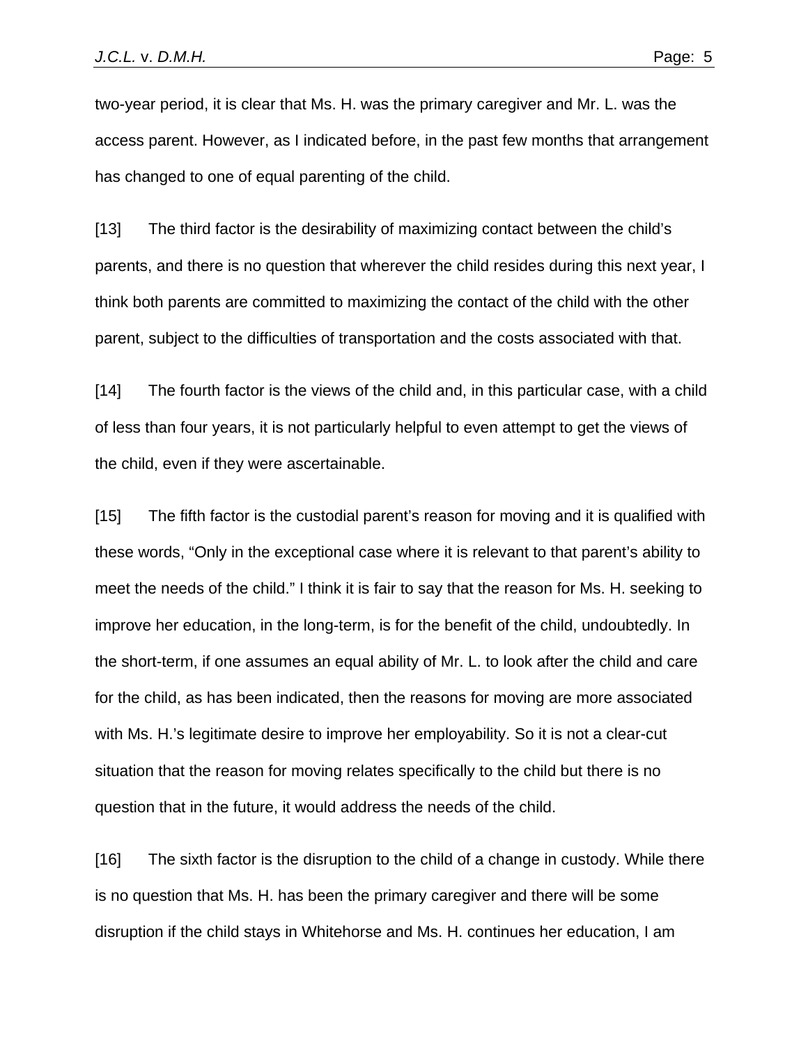two-year period, it is clear that Ms. H. was the primary caregiver and Mr. L. was the access parent. However, as I indicated before, in the past few months that arrangement has changed to one of equal parenting of the child.

[13] The third factor is the desirability of maximizing contact between the child's parents, and there is no question that wherever the child resides during this next year, I think both parents are committed to maximizing the contact of the child with the other parent, subject to the difficulties of transportation and the costs associated with that.

[14] The fourth factor is the views of the child and, in this particular case, with a child of less than four years, it is not particularly helpful to even attempt to get the views of the child, even if they were ascertainable.

[15] The fifth factor is the custodial parent's reason for moving and it is qualified with these words, "Only in the exceptional case where it is relevant to that parent's ability to meet the needs of the child." I think it is fair to say that the reason for Ms. H. seeking to improve her education, in the long-term, is for the benefit of the child, undoubtedly. In the short-term, if one assumes an equal ability of Mr. L. to look after the child and care for the child, as has been indicated, then the reasons for moving are more associated with Ms. H.'s legitimate desire to improve her employability. So it is not a clear-cut situation that the reason for moving relates specifically to the child but there is no question that in the future, it would address the needs of the child.

[16] The sixth factor is the disruption to the child of a change in custody. While there is no question that Ms. H. has been the primary caregiver and there will be some disruption if the child stays in Whitehorse and Ms. H. continues her education, I am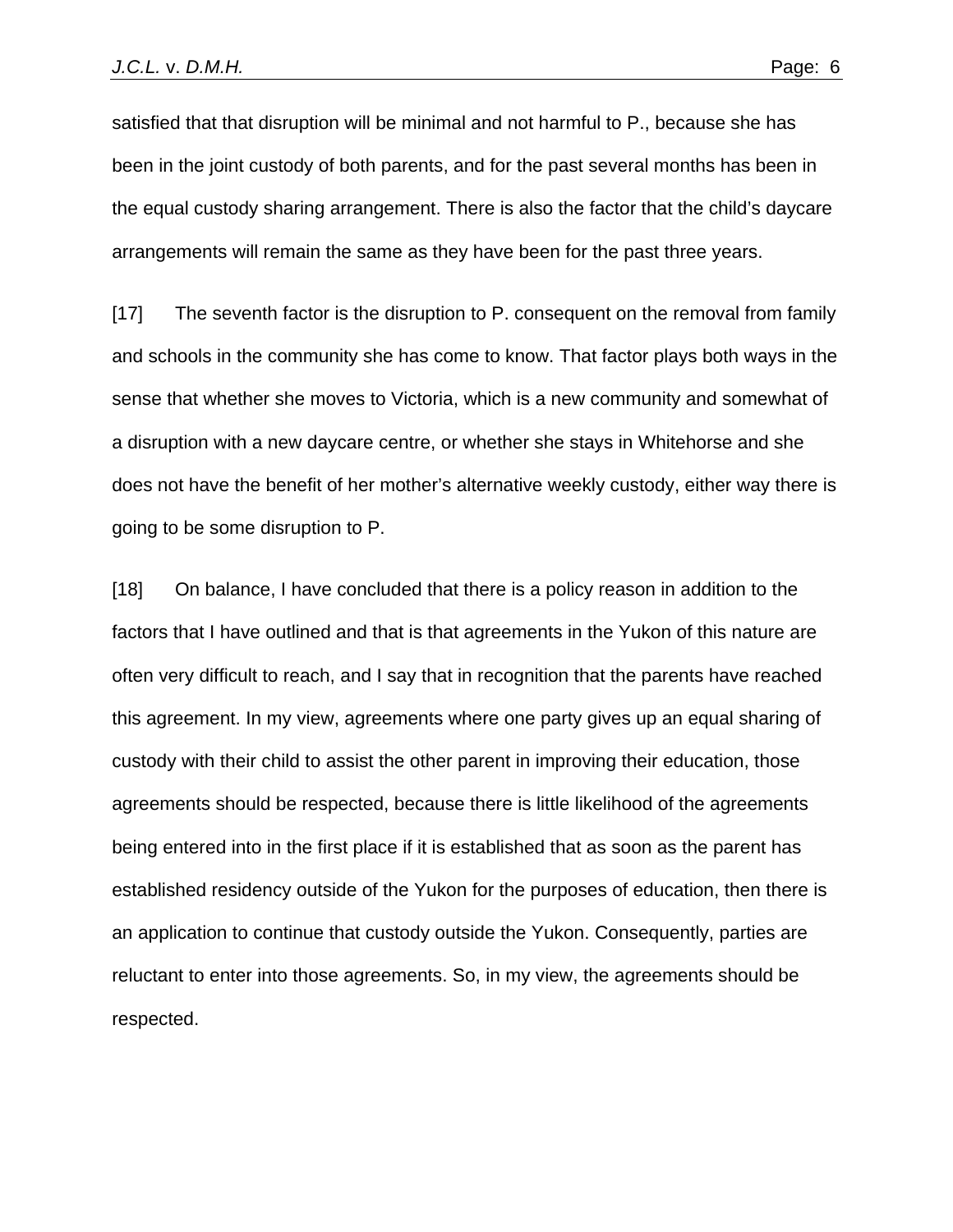satisfied that that disruption will be minimal and not harmful to P., because she has been in the joint custody of both parents, and for the past several months has been in the equal custody sharing arrangement. There is also the factor that the child's daycare arrangements will remain the same as they have been for the past three years.

[17] The seventh factor is the disruption to P. consequent on the removal from family and schools in the community she has come to know. That factor plays both ways in the sense that whether she moves to Victoria, which is a new community and somewhat of a disruption with a new daycare centre, or whether she stays in Whitehorse and she does not have the benefit of her mother's alternative weekly custody, either way there is going to be some disruption to P.

[18] On balance, I have concluded that there is a policy reason in addition to the factors that I have outlined and that is that agreements in the Yukon of this nature are often very difficult to reach, and I say that in recognition that the parents have reached this agreement. In my view, agreements where one party gives up an equal sharing of custody with their child to assist the other parent in improving their education, those agreements should be respected, because there is little likelihood of the agreements being entered into in the first place if it is established that as soon as the parent has established residency outside of the Yukon for the purposes of education, then there is an application to continue that custody outside the Yukon. Consequently, parties are reluctant to enter into those agreements. So, in my view, the agreements should be respected.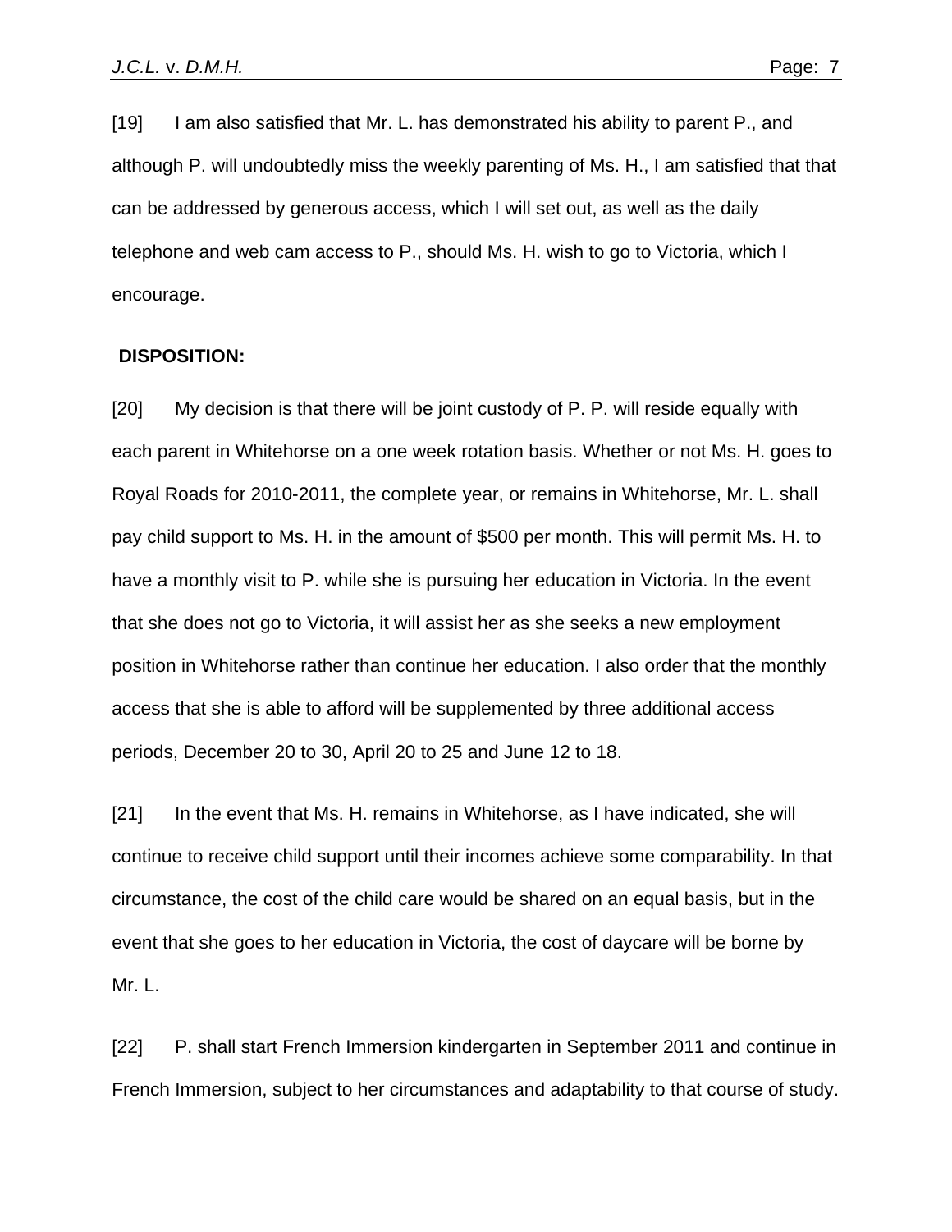[19] I am also satisfied that Mr. L. has demonstrated his ability to parent P., and although P. will undoubtedly miss the weekly parenting of Ms. H., I am satisfied that that can be addressed by generous access, which I will set out, as well as the daily telephone and web cam access to P., should Ms. H. wish to go to Victoria, which I encourage.

## DISPOSITION:

[20] My decision is that there will be joint custody of P. P. will reside equally with each parent in Whitehorse on a one week rotation basis. Whether or not Ms. H. goes to Royal Roads for 2010-2011, the complete year, or remains in Whitehorse, Mr. L. shall pay child support to Ms. H. in the amount of $500 per month. This will permit Ms. H. to have a monthly visit to P. while she is pursuing her education in Victoria. In the event that she does not go to Victoria, it will assist her as she seeks a new employment position in Whitehorse rather than continue her education. I also order that the monthly access that she is able to afford will be supplemented by three additional access periods, December 20 to 30, April 20 to 25 and June 12 to 18.

[21] In the event that Ms. H. remains in Whitehorse, as I have indicated, she will continue to receive child support until their incomes achieve some comparability. In that circumstance, the cost of the child care would be shared on an equal basis, but in the event that she goes to her education in Victoria, the cost of daycare will be borne by Mr. L.

[22] P. shall start French Immersion kindergarten in September 2011 and continue in French Immersion, subject to her circumstances and adaptability to that course of study.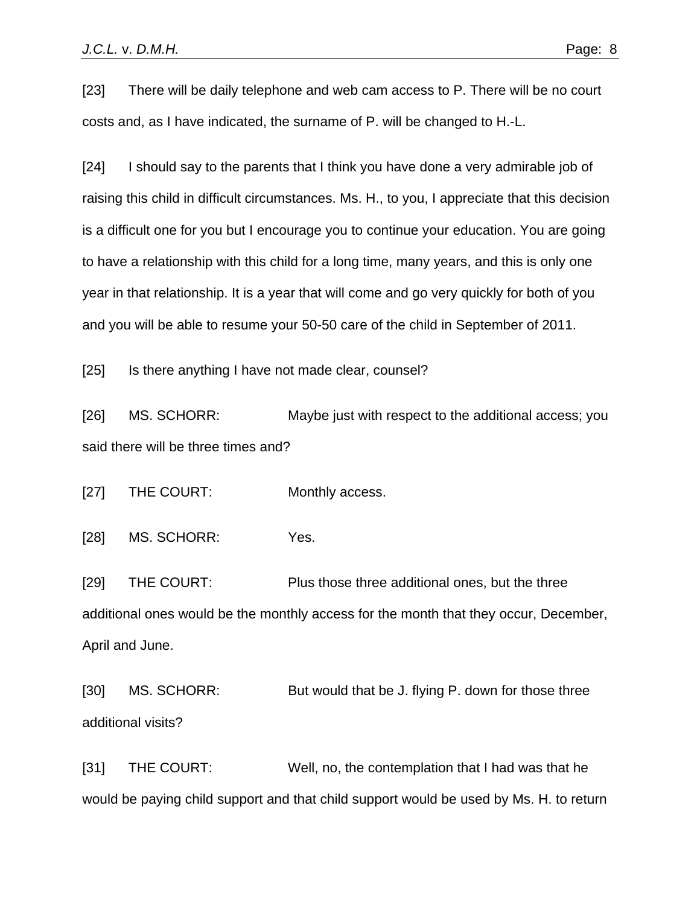[23] There will be daily telephone and web cam access to P. There will be no court costs and, as I have indicated, the surname of P. will be changed to H.-L.

[24] I should say to the parents that I think you have done a very admirable job of raising this child in difficult circumstances. Ms. H., to you, I appreciate that this decision is a difficult one for you but I encourage you to continue your education. You are going to have a relationship with this child for a long time, many years, and this is only one year in that relationship. It is a year that will come and go very quickly for both of you and you will be able to resume your 50-50 care of the child in September of 2011.

[25] Is there anything I have not made clear, counsel?

[26] MS. SCHORR: Maybe just with respect to the additional access; you said there will be three times and?

[27] THE COURT: Monthly access.

[28] MS. SCHORR: Yes.

[29] THE COURT: Plus those three additional ones, but the three additional ones would be the monthly access for the month that they occur, December, April and June.

[30] MS. SCHORR: But would that be J. flying P. down for those three additional visits?

[31] THE COURT: Well, no, the contemplation that I had was that he would be paying child support and that child support would be used by Ms. H. to return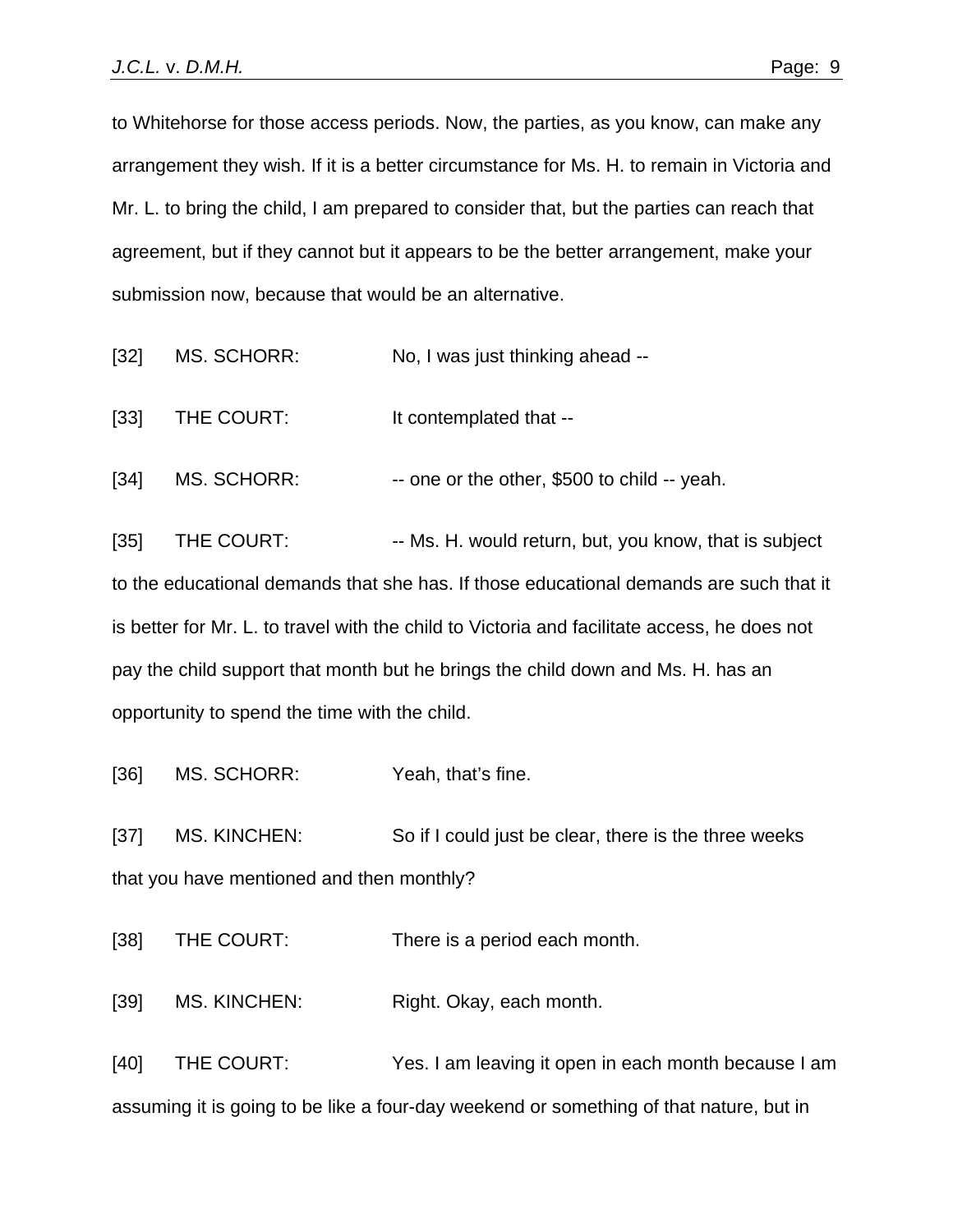to Whitehorse for those access periods. Now, the parties, as you know, can make any arrangement they wish. If it is a better circumstance for Ms. H. to remain in Victoria and Mr. L. to bring the child, I am prepared to consider that, but the parties can reach that agreement, but if they cannot but it appears to be the better arrangement, make your submission now, because that would be an alternative.

[32] MS. SCHORR: No, I was just thinking ahead --

[33] THE COURT: It contemplated that --

[34] MS. SCHORR: -- one or the other, $500 to child -- yeah.

[35] THE COURT: -- Ms. H. would return, but, you know, that is subject to the educational demands that she has. If those educational demands are such that it is better for Mr. L. to travel with the child to Victoria and facilitate access, he does not pay the child support that month but he brings the child down and Ms. H. has an opportunity to spend the time with the child.

[36] MS. SCHORR: Yeah, that's fine.

[37] MS. KINCHEN: So if I could just be clear, there is the three weeks that you have mentioned and then monthly?

[38] THE COURT: There is a period each month.

[39] MS. KINCHEN: Right. Okay, each month.

[40] THE COURT: Yes. I am leaving it open in each month because I am assuming it is going to be like a four-day weekend or something of that nature, but in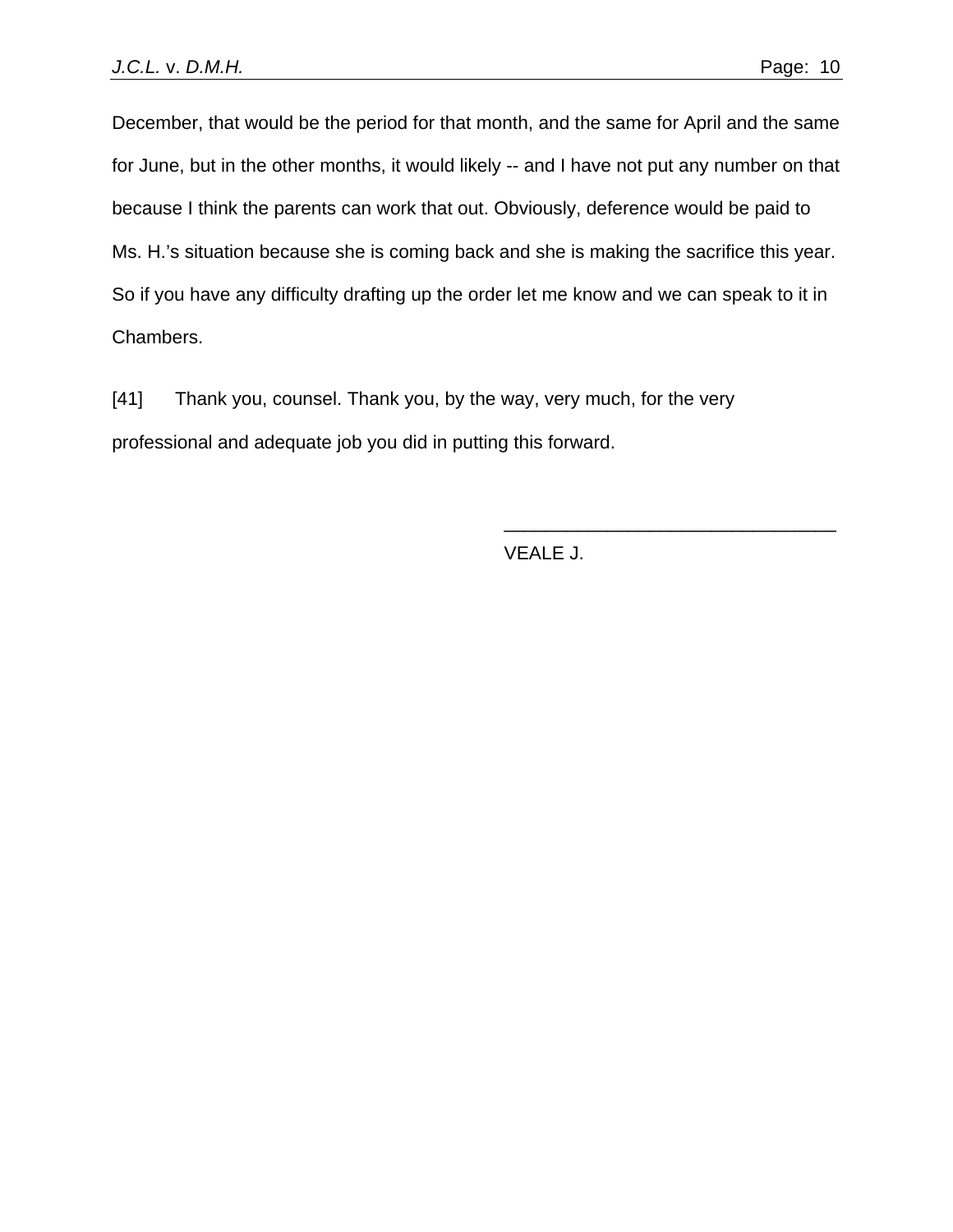December, that would be the period for that month, and the same for April and the same for June, but in the other months, it would likely -- and I have not put any number on that because I think the parents can work that out. Obviously, deference would be paid to Ms. H.'s situation because she is coming back and she is making the sacrifice this year. So if you have any difficulty drafting up the order let me know and we can speak to it in Chambers.

[41] Thank you, counsel. Thank you, by the way, very much, for the very professional and adequate job you did in putting this forward.

\_\_\_\_\_\_\_\_\_\_\_\_\_\_\_\_\_\_\_\_\_\_\_\_\_\_\_\_\_\_\_\_

VEALE J.